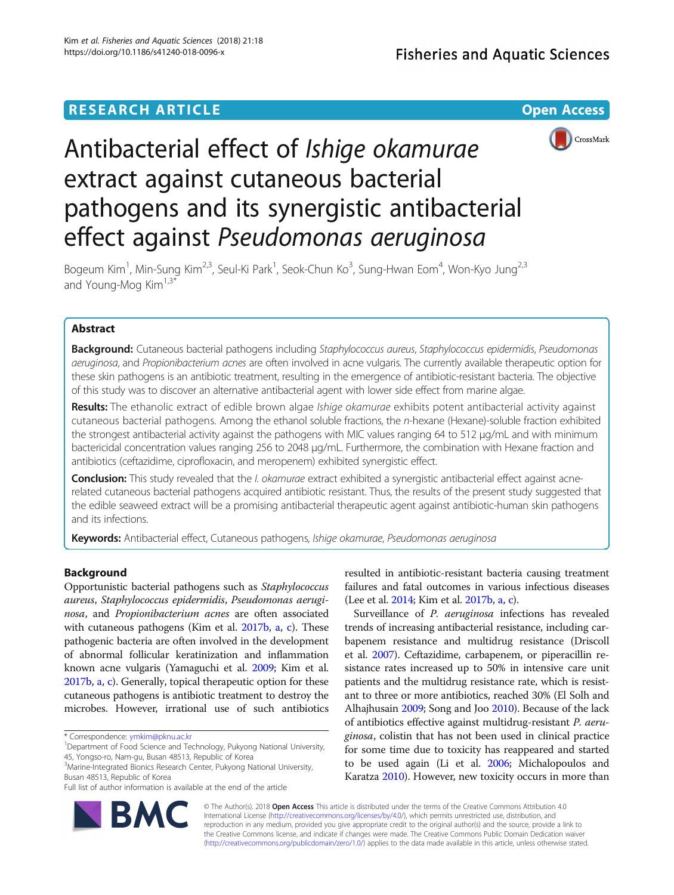# RESEARCH ARTICLE

**Open Access**

# Antibacterial effect of *Ishige okamurae* extract against cutaneous bacterial pathogens and its synergistic antibacterial effect against *Pseudomonas aeruginosa*

Bogeum Kim[1], Min-Sung Kim[2,3], Seul-Ki Park[1], Seok-Chun Ko[3], Sung-Hwan Eom[4], Won-Kyo Jung[2,3] and Young-Mog Kim[1,3*]

## Abstract

**Background:** Cutaneous bacterial pathogens including *Staphylococcus aureus*, *Staphylococcus epidermidis*, *Pseudomonas aeruginosa*, and *Propionibacterium acnes* are often involved in acne vulgaris. The currently available therapeutic option for these skin pathogens is an antibiotic treatment, resulting in the emergence of antibiotic-resistant bacteria. The objective of this study was to discover an alternative antibacterial agent with lower side effect from marine algae.

**Results:** The ethanolic extract of edible brown algae *Ishige okamurae* exhibits potent antibacterial activity against cutaneous bacterial pathogens. Among the ethanol soluble fractions, the *n*-hexane (Hexane)-soluble fraction exhibited the strongest antibacterial activity against the pathogens with MIC values ranging 64 to 512 μg/mL and with minimum bactericidal concentration values ranging 256 to 2048 μg/mL. Furthermore, the combination with Hexane fraction and antibiotics (ceftazidime, ciprofloxacin, and meropenem) exhibited synergistic effect.

**Conclusion:** This study revealed that the *I. okamurae* extract exhibited a synergistic antibacterial effect against acne-related cutaneous bacterial pathogens acquired antibiotic resistant. Thus, the results of the present study suggested that the edible seaweed extract will be a promising antibacterial therapeutic agent against antibiotic-human skin pathogens and its infections.

**Keywords:** Antibacterial effect, Cutaneous pathogens, *Ishige okamurae*, *Pseudomonas aeruginosa*

## Background

Opportunistic bacterial pathogens such as *Staphylococcus aureus*, *Staphylococcus epidermidis*, *Pseudomonas aeruginosa*, and *Propionibacterium acnes* are often associated with cutaneous pathogens (Kim et al. 2017b, a, c). These pathogenic bacteria are often involved in the development of abnormal follicular keratinization and inflammation known acne vulgaris (Yamaguchi et al. 2009; Kim et al. 2017b, a, c). Generally, topical therapeutic option for these cutaneous pathogens is antibiotic treatment to destroy the microbes. However, irrational use of such antibiotics resulted in antibiotic-resistant bacteria causing treatment failures and fatal outcomes in various infectious diseases (Lee et al. 2014; Kim et al. 2017b, a, c).

Surveillance of *P. aeruginosa* infections has revealed trends of increasing antibacterial resistance, including carbapenem resistance and multidrug resistance (Driscoll et al. 2007). Ceftazidime, carbapenem, or piperacillin resistance rates increased up to 50% in intensive care unit patients and the multidrug resistance rate, which is resistant to three or more antibiotics, reached 30% (El Solh and Alhajhusain 2009; Song and Joo 2010). Because of the lack of antibiotics effective against multidrug-resistant *P. aeruginosa*, colistin that has not been used in clinical practice for some time due to toxicity has reappeared and started to be used again (Li et al. 2006; Michalopoulos and Karatza 2010). However, new toxicity occurs in more than

\* Correspondence: ymkim@pknu.ac.kr
[1]Department of Food Science and Technology, Pukyong National University, 45, Yongso-ro, Nam-gu, Busan 48513, Republic of Korea
[3]Marine-Integrated Bionics Research Center, Pukyong National University, Busan 48513, Republic of Korea
Full list of author information is available at the end of the article

© The Author(s). 2018 **Open Access** This article is distributed under the terms of the Creative Commons Attribution 4.0 International License (http://creativecommons.org/licenses/by/4.0/), which permits unrestricted use, distribution, and reproduction in any medium, provided you give appropriate credit to the original author(s) and the source, provide a link to the Creative Commons license, and indicate if changes were made. The Creative Commons Public Domain Dedication waiver (http://creativecommons.org/publicdomain/zero/1.0/) applies to the data made available in this article, unless otherwise stated.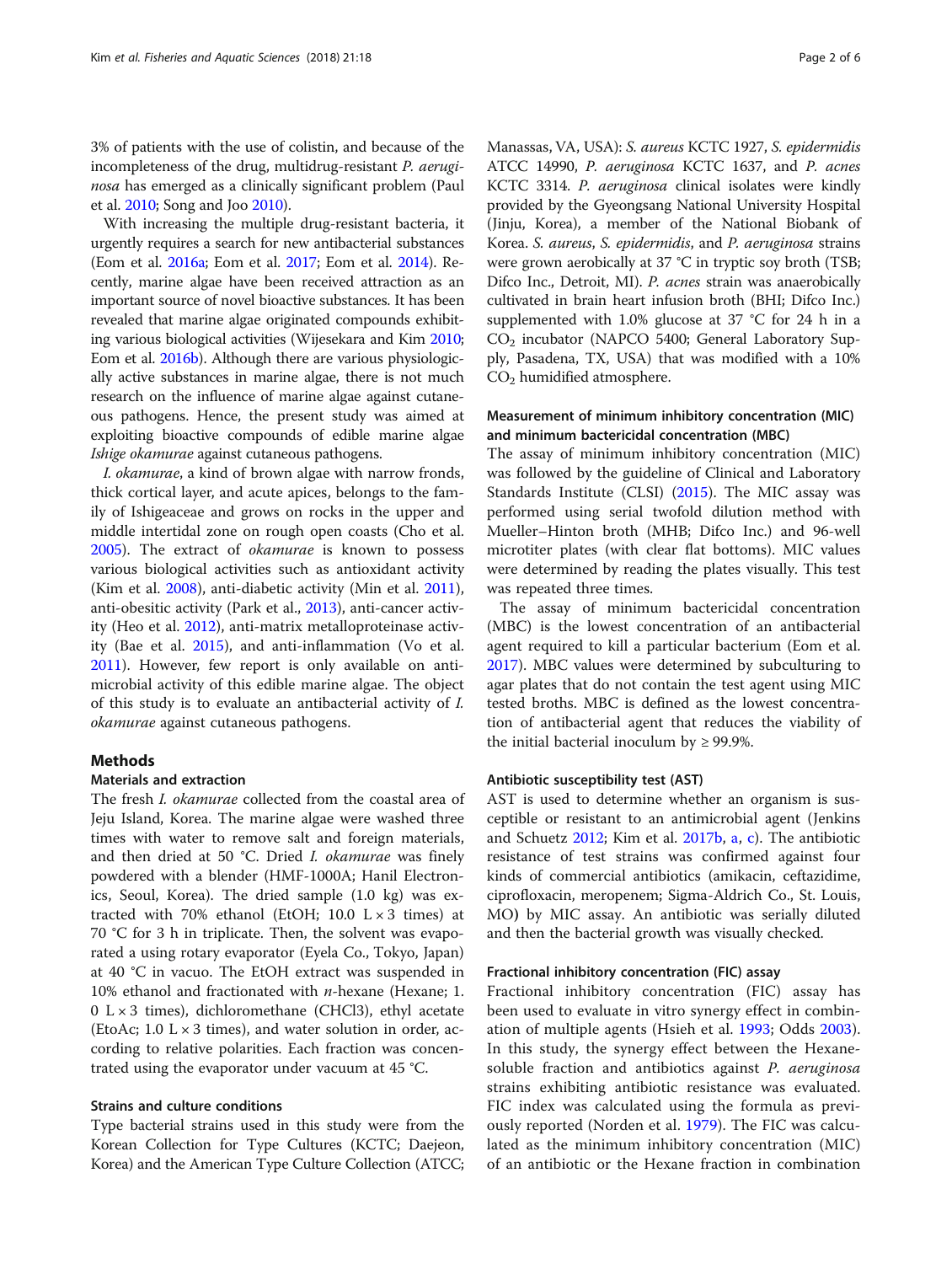3% of patients with the use of colistin, and because of the incompleteness of the drug, multidrug-resistant *P. aeruginosa* has emerged as a clinically significant problem (Paul et al. 2010; Song and Joo 2010).

With increasing the multiple drug-resistant bacteria, it urgently requires a search for new antibacterial substances (Eom et al. 2016a; Eom et al. 2017; Eom et al. 2014). Recently, marine algae have been received attraction as an important source of novel bioactive substances. It has been revealed that marine algae originated compounds exhibiting various biological activities (Wijesekara and Kim 2010; Eom et al. 2016b). Although there are various physiologically active substances in marine algae, there is not much research on the influence of marine algae against cutaneous pathogens. Hence, the present study was aimed at exploiting bioactive compounds of edible marine algae *Ishige okamurae* against cutaneous pathogens.

*I. okamurae*, a kind of brown algae with narrow fronds, thick cortical layer, and acute apices, belongs to the family of Ishigeaceae and grows on rocks in the upper and middle intertidal zone on rough open coasts (Cho et al. 2005). The extract of *okamurae* is known to possess various biological activities such as antioxidant activity (Kim et al. 2008), anti-diabetic activity (Min et al. 2011), anti-obesitic activity (Park et al., 2013), anti-cancer activity (Heo et al. 2012), anti-matrix metalloproteinase activity (Bae et al. 2015), and anti-inflammation (Vo et al. 2011). However, few report is only available on antimicrobial activity of this edible marine algae. The object of this study is to evaluate an antibacterial activity of *I. okamurae* against cutaneous pathogens.

## Methods

### Materials and extraction

The fresh *I. okamurae* collected from the coastal area of Jeju Island, Korea. The marine algae were washed three times with water to remove salt and foreign materials, and then dried at 50 °C. Dried *I. okamurae* was finely powdered with a blender (HMF-1000A; Hanil Electronics, Seoul, Korea). The dried sample (1.0 kg) was extracted with 70% ethanol (EtOH; 10.0 L × 3 times) at 70 °C for 3 h in triplicate. Then, the solvent was evaporated a using rotary evaporator (Eyela Co., Tokyo, Japan) at 40 °C in vacuo. The EtOH extract was suspended in 10% ethanol and fractionated with *n*-hexane (Hexane; 1.0 L × 3 times), dichloromethane (CHCl3), ethyl acetate (EtoAc; 1.0 L × 3 times), and water solution in order, according to relative polarities. Each fraction was concentrated using the evaporator under vacuum at 45 °C.

### Strains and culture conditions

Type bacterial strains used in this study were from the Korean Collection for Type Cultures (KCTC; Daejeon, Korea) and the American Type Culture Collection (ATCC; Manassas, VA, USA): *S. aureus* KCTC 1927, *S. epidermidis* ATCC 14990, *P. aeruginosa* KCTC 1637, and *P. acnes* KCTC 3314. *P. aeruginosa* clinical isolates were kindly provided by the Gyeongsang National University Hospital (Jinju, Korea), a member of the National Biobank of Korea. *S. aureus*, *S. epidermidis*, and *P. aeruginosa* strains were grown aerobically at 37 °C in tryptic soy broth (TSB; Difco Inc., Detroit, MI). *P. acnes* strain was anaerobically cultivated in brain heart infusion broth (BHI; Difco Inc.) supplemented with 1.0% glucose at 37 °C for 24 h in a $CO_2$ incubator (NAPCO 5400; General Laboratory Supply, Pasadena, TX, USA) that was modified with a 10% $CO_2$ humidified atmosphere.

### Measurement of minimum inhibitory concentration (MIC) and minimum bactericidal concentration (MBC)

The assay of minimum inhibitory concentration (MIC) was followed by the guideline of Clinical and Laboratory Standards Institute (CLSI) (2015). The MIC assay was performed using serial twofold dilution method with Mueller–Hinton broth (MHB; Difco Inc.) and 96-well microtiter plates (with clear flat bottoms). MIC values were determined by reading the plates visually. This test was repeated three times.

The assay of minimum bactericidal concentration (MBC) is the lowest concentration of an antibacterial agent required to kill a particular bacterium (Eom et al. 2017). MBC values were determined by subculturing to agar plates that do not contain the test agent using MIC tested broths. MBC is defined as the lowest concentration of antibacterial agent that reduces the viability of the initial bacterial inoculum by ≥ 99.9%.

### Antibiotic susceptibility test (AST)

AST is used to determine whether an organism is susceptible or resistant to an antimicrobial agent (Jenkins and Schuetz 2012; Kim et al. 2017b, a, c). The antibiotic resistance of test strains was confirmed against four kinds of commercial antibiotics (amikacin, ceftazidime, ciprofloxacin, meropenem; Sigma-Aldrich Co., St. Louis, MO) by MIC assay. An antibiotic was serially diluted and then the bacterial growth was visually checked.

### Fractional inhibitory concentration (FIC) assay

Fractional inhibitory concentration (FIC) assay has been used to evaluate in vitro synergy effect in combination of multiple agents (Hsieh et al. 1993; Odds 2003). In this study, the synergy effect between the Hexane-soluble fraction and antibiotics against *P. aeruginosa* strains exhibiting antibiotic resistance was evaluated. FIC index was calculated using the formula as previously reported (Norden et al. 1979). The FIC was calculated as the minimum inhibitory concentration (MIC) of an antibiotic or the Hexane fraction in combination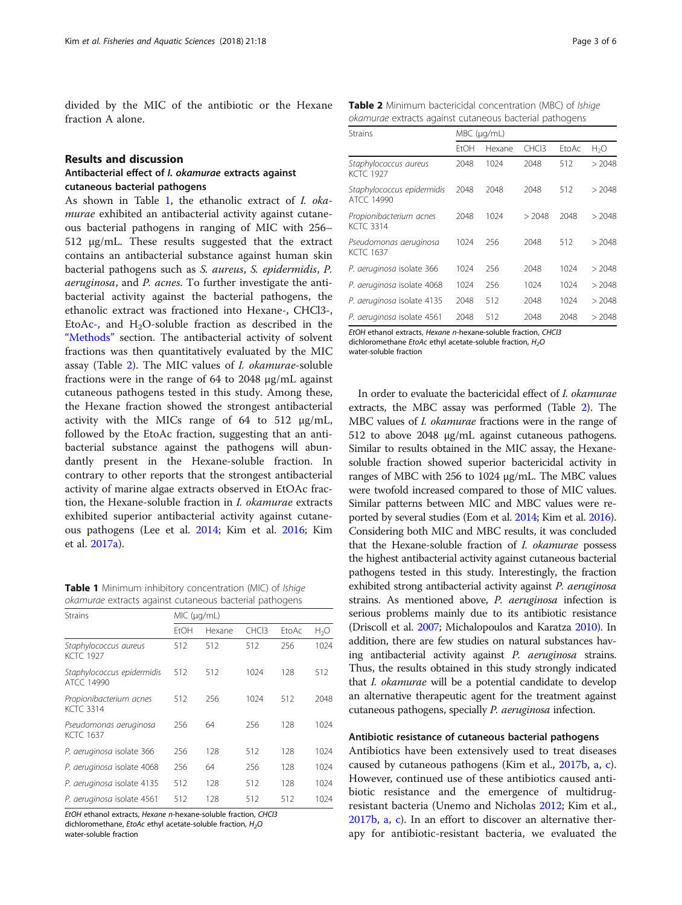divided by the MIC of the antibiotic or the Hexane fraction A alone.

## Results and discussion

### Antibacterial effect of *I. okamurae* extracts against cutaneous bacterial pathogens

As shown in Table 1, the ethanolic extract of *I. okamurae* exhibited an antibacterial activity against cutaneous bacterial pathogens in ranging of MIC with 256–512 μg/mL. These results suggested that the extract contains an antibacterial substance against human skin bacterial pathogens such as *S. aureus*, *S. epidermidis*, *P. aeruginosa*, and *P. acnes*. To further investigate the antibacterial activity against the bacterial pathogens, the ethanolic extract was fractioned into Hexane-, CHCl3-, EtoAc-, and $H_2O$-soluble fraction as described in the "Methods" section. The antibacterial activity of solvent fractions was then quantitatively evaluated by the MIC assay (Table 2). The MIC values of *I. okamurae*-soluble fractions were in the range of 64 to 2048 μg/mL against cutaneous pathogens tested in this study. Among these, the Hexane fraction showed the strongest antibacterial activity with the MICs range of 64 to 512 μg/mL, followed by the EtoAc fraction, suggesting that an antibacterial substance against the pathogens will abundantly present in the Hexane-soluble fraction. In contrary to other reports that the strongest antibacterial activity of marine algae extracts observed in EtOAc fraction, the Hexane-soluble fraction in *I. okamurae* extracts exhibited superior antibacterial activity against cutaneous pathogens (Lee et al. 2014; Kim et al. 2016; Kim et al. 2017a).

**Table 1** Minimum inhibitory concentration (MIC) of *Ishige okamurae* extracts against cutaneous bacterial pathogens

| Strains | MIC (μg/mL) | | | | |
|---|---|---|---|---|---|
| | EtOH | Hexane | CHCl3 | EtoAc | $H_2O$ |
| *Staphylococcus aureus* KCTC 1927 | 512 | 512 | 512 | 256 | 1024 |
| *Staphylococcus epidermidis* ATCC 14990 | 512 | 512 | 1024 | 128 | 512 |
| *Propionibacterium acnes* KCTC 3314 | 512 | 256 | 1024 | 512 | 2048 |
| *Pseudomonas aeruginosa* KCTC 1637 | 256 | 64 | 256 | 128 | 1024 |
| *P. aeruginosa* isolate 366 | 256 | 128 | 512 | 128 | 1024 |
| *P. aeruginosa* isolate 4068 | 256 | 64 | 256 | 128 | 1024 |
| *P. aeruginosa* isolate 4135 | 512 | 128 | 512 | 128 | 1024 |
| *P. aeruginosa* isolate 4561 | 512 | 128 | 512 | 512 | 1024 |

*EtOH* ethanol extracts, *Hexane n*-hexane-soluble fraction, *CHCl3* dichloromethane, *EtoAc* ethyl acetate-soluble fraction, *$H_2O$* water-soluble fraction

**Table 2** Minimum bactericidal concentration (MBC) of *Ishige okamurae* extracts against cutaneous bacterial pathogens

| Strains | MBC (μg/mL) | | | | |
|---|---|---|---|---|---|
| | EtOH | Hexane | CHCl3 | EtoAc | $H_2O$ |
| *Staphylococcus aureus* KCTC 1927 | 2048 | 1024 | 2048 | 512 | > 2048 |
| *Staphylococcus epidermidis* ATCC 14990 | 2048 | 2048 | 2048 | 512 | > 2048 |
| *Propionibacterium acnes* KCTC 3314 | 2048 | 1024 | > 2048 | 2048 | > 2048 |
| *Pseudomonas aeruginosa* KCTC 1637 | 1024 | 256 | 2048 | 512 | > 2048 |
| *P. aeruginosa* isolate 366 | 1024 | 256 | 2048 | 1024 | > 2048 |
| *P. aeruginosa* isolate 4068 | 1024 | 256 | 1024 | 1024 | > 2048 |
| *P. aeruginosa* isolate 4135 | 2048 | 512 | 2048 | 1024 | > 2048 |
| *P. aeruginosa* isolate 4561 | 2048 | 512 | 2048 | 2048 | > 2048 |

*EtOH* ethanol extracts, *Hexane n*-hexane-soluble fraction, *CHCl3* dichloromethane *EtoAc* ethyl acetate-soluble fraction, *$H_2O$* water-soluble fraction

In order to evaluate the bactericidal effect of *I. okamurae* extracts, the MBC assay was performed (Table 2). The MBC values of *I. okamurae* fractions were in the range of 512 to above 2048 μg/mL against cutaneous pathogens. Similar to results obtained in the MIC assay, the Hexane-soluble fraction showed superior bactericidal activity in ranges of MBC with 256 to 1024 μg/mL. The MBC values were twofold increased compared to those of MIC values. Similar patterns between MIC and MBC values were reported by several studies (Eom et al. 2014; Kim et al. 2016). Considering both MIC and MBC results, it was concluded that the Hexane-soluble fraction of *I. okamurae* possess the highest antibacterial activity against cutaneous bacterial pathogens tested in this study. Interestingly, the fraction exhibited strong antibacterial activity against *P. aeruginosa* strains. As mentioned above, *P. aeruginosa* infection is serious problems mainly due to its antibiotic resistance (Driscoll et al. 2007; Michalopoulos and Karatza 2010). In addition, there are few studies on natural substances having antibacterial activity against *P. aeruginosa* strains. Thus, the results obtained in this study strongly indicated that *I. okamurae* will be a potential candidate to develop an alternative therapeutic agent for the treatment against cutaneous pathogens, specially *P. aeruginosa* infection.

### Antibiotic resistance of cutaneous bacterial pathogens

Antibiotics have been extensively used to treat diseases caused by cutaneous pathogens (Kim et al., 2017b, a, c). However, continued use of these antibiotics caused antibiotic resistance and the emergence of multidrug-resistant bacteria (Unemo and Nicholas 2012; Kim et al., 2017b, a, c). In an effort to discover an alternative therapy for antibiotic-resistant bacteria, we evaluated the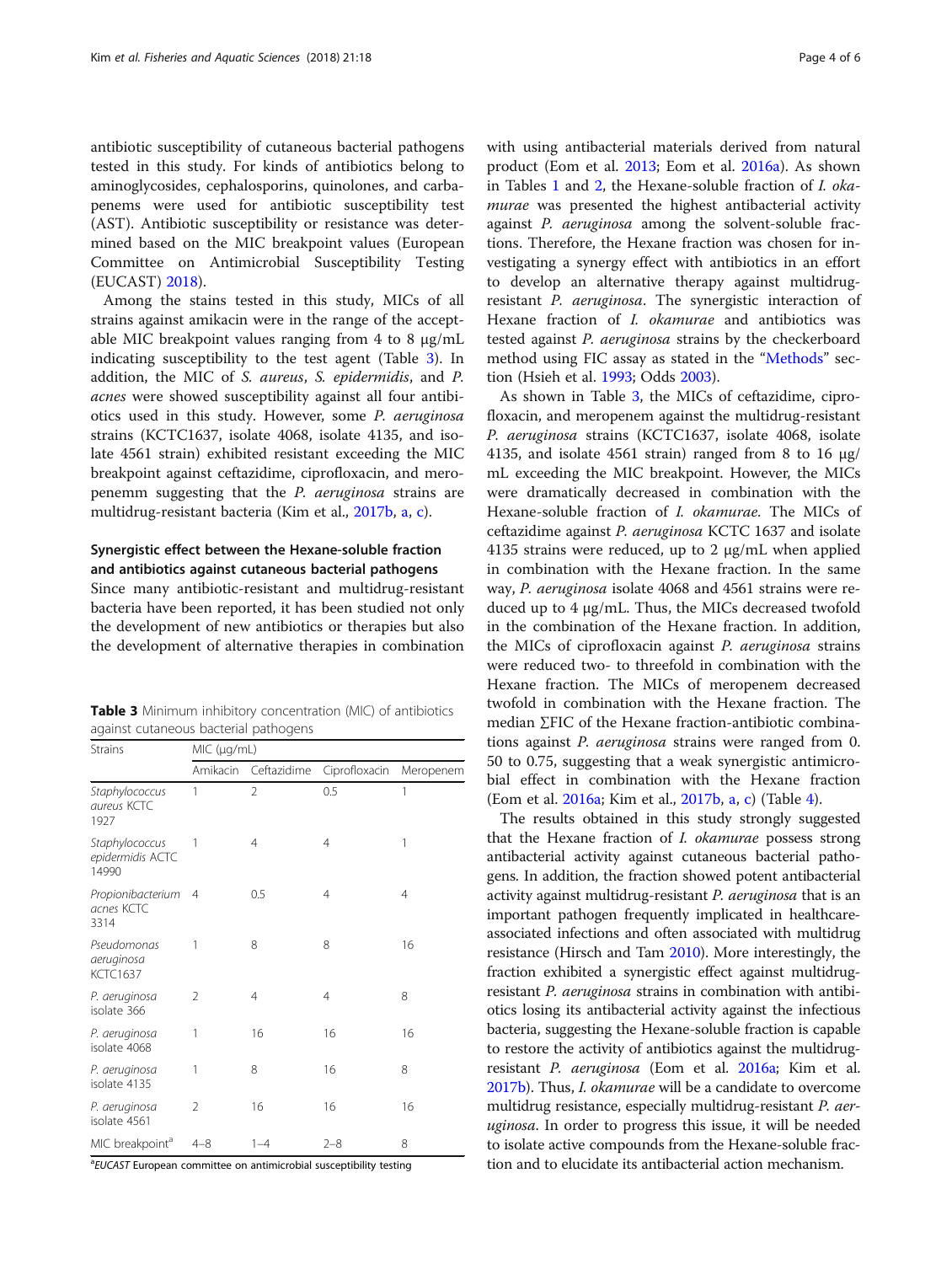antibiotic susceptibility of cutaneous bacterial pathogens tested in this study. For kinds of antibiotics belong to aminoglycosides, cephalosporins, quinolones, and carbapenems were used for antibiotic susceptibility test (AST). Antibiotic susceptibility or resistance was determined based on the MIC breakpoint values (European Committee on Antimicrobial Susceptibility Testing (EUCAST) 2018).

Among the stains tested in this study, MICs of all strains against amikacin were in the range of the acceptable MIC breakpoint values ranging from 4 to 8 μg/mL indicating susceptibility to the test agent (Table 3). In addition, the MIC of *S. aureus*, *S. epidermidis*, and *P. acnes* were showed susceptibility against all four antibiotics used in this study. However, some *P. aeruginosa* strains (KCTC1637, isolate 4068, isolate 4135, and isolate 4561 strain) exhibited resistant exceeding the MIC breakpoint against ceftazidime, ciprofloxacin, and meropenemm suggesting that the *P. aeruginosa* strains are multidrug-resistant bacteria (Kim et al., 2017b, a, c).

**Table 3** Minimum inhibitory concentration (MIC) of antibiotics against cutaneous bacterial pathogens

| Strains | MIC (μg/mL) | | | |
|---|---|---|---|---|
| | Amikacin | Ceftazidime | Ciprofloxacin | Meropenem |
| *Staphylococcus aureus* KCTC 1927 | 1 | 2 | 0.5 | 1 |
| *Staphylococcus epidermidis* ACTC 14990 | 1 | 4 | 4 | 1 |
| *Propionibacterium acnes* KCTC 3314 | 4 | 0.5 | 4 | 4 |
| *Pseudomonas aeruginosa* KCTC1637 | 1 | 8 | 8 | 16 |
| *P. aeruginosa* isolate 366 | 2 | 4 | 4 | 8 |
| *P. aeruginosa* isolate 4068 | 1 | 16 | 16 | 16 |
| *P. aeruginosa* isolate 4135 | 1 | 8 | 16 | 8 |
| *P. aeruginosa* isolate 4561 | 2 | 16 | 16 | 16 |
| MIC breakpoint[a] | 4–8 | 1–4 | 2–8 | 8 |

[a]*EUCAST* European committee on antimicrobial susceptibility testing

## Synergistic effect between the Hexane-soluble fraction and antibiotics against cutaneous bacterial pathogens

Since many antibiotic-resistant and multidrug-resistant bacteria have been reported, it has been studied not only the development of new antibiotics or therapies but also the development of alternative therapies in combination with using antibacterial materials derived from natural product (Eom et al. 2013; Eom et al. 2016a). As shown in Tables 1 and 2, the Hexane-soluble fraction of *I. okamurae* was presented the highest antibacterial activity against *P. aeruginosa* among the solvent-soluble fractions. Therefore, the Hexane fraction was chosen for investigating a synergy effect with antibiotics in an effort to develop an alternative therapy against multidrug-resistant *P. aeruginosa*. The synergistic interaction of Hexane fraction of *I. okamurae* and antibiotics was tested against *P. aeruginosa* strains by the checkerboard method using FIC assay as stated in the "Methods" section (Hsieh et al. 1993; Odds 2003).

As shown in Table 3, the MICs of ceftazidime, ciprofloxacin, and meropenem against the multidrug-resistant *P. aeruginosa* strains (KCTC1637, isolate 4068, isolate 4135, and isolate 4561 strain) ranged from 8 to 16 μg/mL exceeding the MIC breakpoint. However, the MICs were dramatically decreased in combination with the Hexane-soluble fraction of *I. okamurae*. The MICs of ceftazidime against *P. aeruginosa* KCTC 1637 and isolate 4135 strains were reduced, up to 2 μg/mL when applied in combination with the Hexane fraction. In the same way, *P. aeruginosa* isolate 4068 and 4561 strains were reduced up to 4 μg/mL. Thus, the MICs decreased twofold in the combination of the Hexane fraction. In addition, the MICs of ciprofloxacin against *P. aeruginosa* strains were reduced two- to threefold in combination with the Hexane fraction. The MICs of meropenem decreased twofold in combination with the Hexane fraction. The median ∑FIC of the Hexane fraction-antibiotic combinations against *P. aeruginosa* strains were ranged from 0.50 to 0.75, suggesting that a weak synergistic antimicrobial effect in combination with the Hexane fraction (Eom et al. 2016a; Kim et al., 2017b, a, c) (Table 4).

The results obtained in this study strongly suggested that the Hexane fraction of *I. okamurae* possess strong antibacterial activity against cutaneous bacterial pathogens. In addition, the fraction showed potent antibacterial activity against multidrug-resistant *P. aeruginosa* that is an important pathogen frequently implicated in healthcare-associated infections and often associated with multidrug resistance (Hirsch and Tam 2010). More interestingly, the fraction exhibited a synergistic effect against multidrug-resistant *P. aeruginosa* strains in combination with antibiotics losing its antibacterial activity against the infectious bacteria, suggesting the Hexane-soluble fraction is capable to restore the activity of antibiotics against the multidrug-resistant *P. aeruginosa* (Eom et al. 2016a; Kim et al. 2017b). Thus, *I. okamurae* will be a candidate to overcome multidrug resistance, especially multidrug-resistant *P. aeruginosa*. In order to progress this issue, it will be needed to isolate active compounds from the Hexane-soluble fraction and to elucidate its antibacterial action mechanism.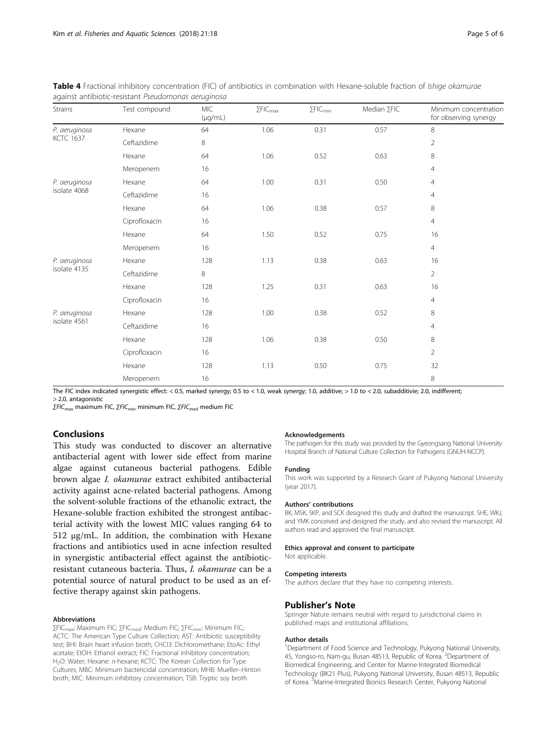**Table 4** Fractional inhibitory concentration (FIC) of antibiotics in combination with Hexane-soluble fraction of *Ishige okamurae* against antibiotic-resistant *Pseudomonas aeruginosa*

| Strains | Test compound | MIC (μg/mL) | $\Sigma FIC_{max}$ | $\Sigma FIC_{min}$ | Median $\Sigma FIC$ | Minimum concentration for observing synergy |
|---|---|---|---|---|---|---|
| *P. aeruginosa* KCTC 1637 | Hexane | 64 | 1.06 | 0.31 | 0.57 | 8 |
| | Ceftazidime | 8 | | | | 2 |
| | Hexane | 64 | 1.06 | 0.52 | 0.63 | 8 |
| | Meropenem | 16 | | | | 4 |
| *P. aeruginosa* isolate 4068 | Hexane | 64 | 1.00 | 0.31 | 0.50 | 4 |
| | Ceftazidime | 16 | | | | 4 |
| | Hexane | 64 | 1.06 | 0.38 | 0.57 | 8 |
| | Ciprofloxacin | 16 | | | | 4 |
| | Hexane | 64 | 1.50 | 0.52 | 0.75 | 16 |
| | Meropenem | 16 | | | | 4 |
| *P. aeruginosa* isolate 4135 | Hexane | 128 | 1.13 | 0.38 | 0.63 | 16 |
| | Ceftazidime | 8 | | | | 2 |
| | Hexane | 128 | 1.25 | 0.31 | 0.63 | 16 |
| | Ciprofloxacin | 16 | | | | 4 |
| *P. aeruginosa* isolate 4561 | Hexane | 128 | 1.00 | 0.38 | 0.52 | 8 |
| | Ceftazidime | 16 | | | | 4 |
| | Hexane | 128 | 1.06 | 0.38 | 0.50 | 8 |
| | Ciprofloxacin | 16 | | | | 2 |
| | Hexane | 128 | 1.13 | 0.50 | 0.75 | 32 |
| | Meropenem | 16 | | | | 8 |

The FIC index indicated synergistic effect: < 0.5, marked synergy; 0.5 to < 1.0, weak synergy; 1.0, additive; > 1.0 to < 2.0, subadditivie; 2.0, indifferent; > 2.0, antagonistic

*$\Sigma FIC_{max}$* maximum FIC, *$\Sigma FIC_{min}$* minimum FIC, *$\Sigma FIC_{med}$* medium FIC

## Conclusions

This study was conducted to discover an alternative antibacterial agent with lower side effect from marine algae against cutaneous bacterial pathogens. Edible brown algae *I. okamurae* extract exhibited antibacterial activity against acne-related bacterial pathogens. Among the solvent-soluble fractions of the ethanolic extract, the Hexane-soluble fraction exhibited the strongest antibacterial activity with the lowest MIC values ranging 64 to 512 μg/mL. In addition, the combination with Hexane fractions and antibiotics used in acne infection resulted in synergistic antibacterial effect against the antibiotic-resistant cutaneous bacteria. Thus, *I. okamurae* can be a potential source of natural product to be used as an effective therapy against skin pathogens.

#### Abbreviations

$\Sigma FIC_{max}$: Maximum FIC; $\Sigma FIC_{med}$: Medium FIC; $\Sigma FIC_{min}$: Minimum FIC; ACTC: The American Type Culture Collection; AST: Antibiotic susceptibility test; BHI: Brain heart infusion broth; CHCl3: Dichloromethane; EtoAc: Ethyl acetate; EtOH: Ethanol extract; FIC: Fractional inhibitory concentration; $H_2O$: Water; Hexane: *n*-hexane; KCTC: The Korean Collection for Type Cultures; MBC: Minimum bactericidal concentration; MHB: Mueller–Hinton broth; MIC: Minimum inhibitory concentration; TSB: Tryptic soy broth

#### Acknowledgements

The pathogen for this study was provided by the Gyeongsang National University Hospital Branch of National Culture Collection for Pathogens (GNUH-NCCP).

#### Funding

This work was supported by a Research Grant of Pukyong National University (year 2017).

#### Authors' contributions

BK, MSK, SKP, and SCK designed this study and drafted the manuscript. SHE, WKJ, and YMK conceived and designed the study, and also revised the manuscript. All authors read and approved the final manuscript.

#### Ethics approval and consent to participate

Not applicable.

#### Competing interests

The authors declare that they have no competing interests.

## Publisher's Note

Springer Nature remains neutral with regard to jurisdictional claims in published maps and institutional affiliations.

#### Author details

[1]Department of Food Science and Technology, Pukyong National University, 45, Yongso-ro, Nam-gu, Busan 48513, Republic of Korea. [2]Department of Biomedical Engineering, and Center for Marine-Integrated Biomedical Technology (BK21 Plus), Pukyong National University, Busan 48513, Republic of Korea. [3]Marine-Integrated Bionics Research Center, Pukyong National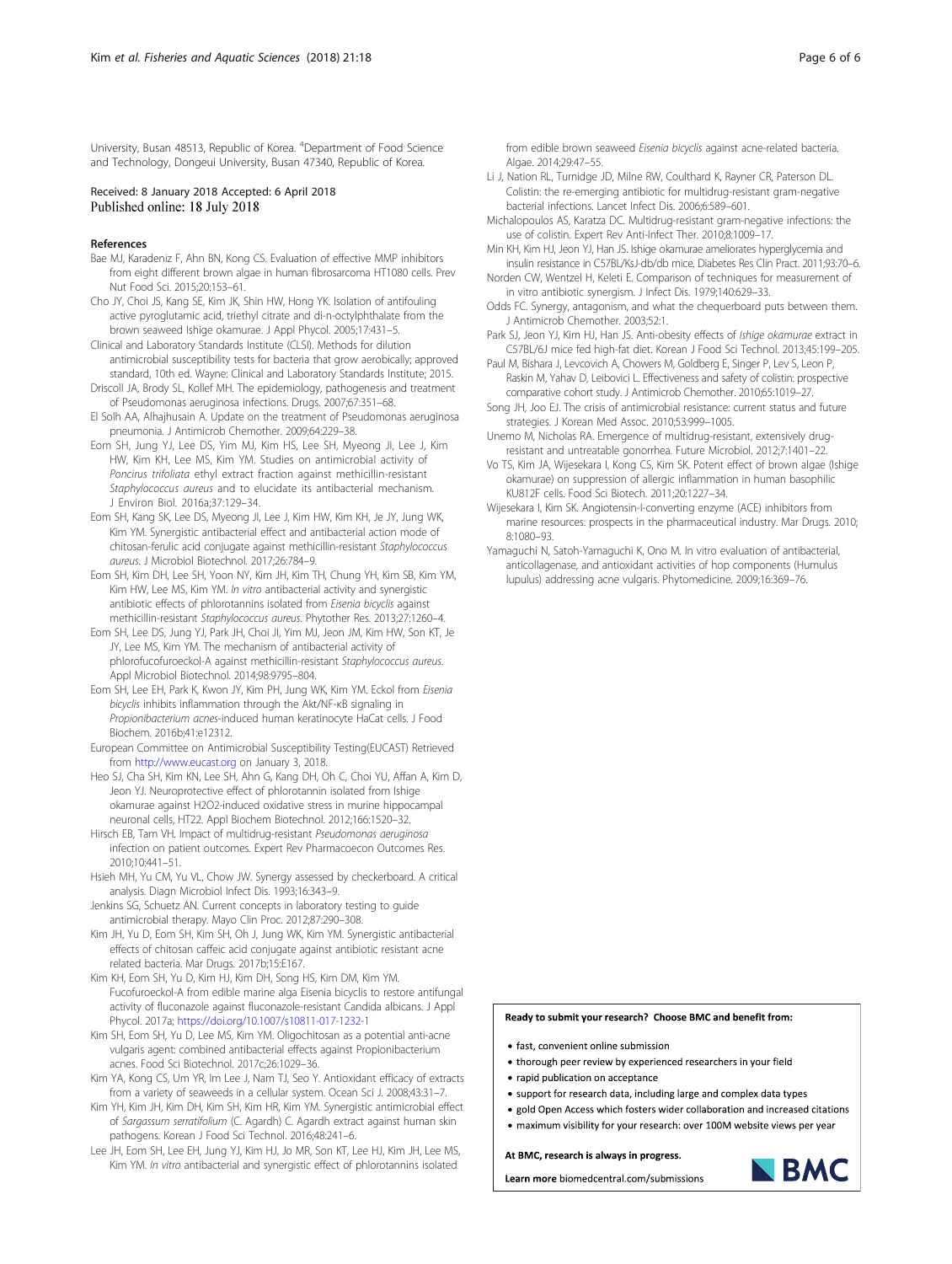University, Busan 48513, Republic of Korea. [4]Department of Food Science and Technology, Dongeui University, Busan 47340, Republic of Korea.

Received: 8 January 2018 Accepted: 6 April 2018
Published online: 18 July 2018

## References

Bae MJ, Karadeniz F, Ahn BN, Kong CS. Evaluation of effective MMP inhibitors from eight different brown algae in human fibrosarcoma HT1080 cells. Prev Nut Food Sci. 2015;20:153–61.

Cho JY, Choi JS, Kang SE, Kim JK, Shin HW, Hong YK. Isolation of antifouling active pyroglutamic acid, triethyl citrate and di-n-octylphthalate from the brown seaweed Ishige okamurae. J Appl Phycol. 2005;17:431–5.

Clinical and Laboratory Standards Institute (CLSI). Methods for dilution antimicrobial susceptibility tests for bacteria that grow aerobically; approved standard, 10th ed. Wayne: Clinical and Laboratory Standards Institute; 2015.

Driscoll JA, Brody SL, Kollef MH. The epidemiology, pathogenesis and treatment of Pseudomonas aeruginosa infections. Drugs. 2007;67:351–68.

El Solh AA, Alhajhusain A. Update on the treatment of Pseudomonas aeruginosa pneumonia. J Antimicrob Chemother. 2009;64:229–38.

Eom SH, Jung YJ, Lee DS, Yim MJ, Kim HS, Lee SH, Myeong JI, Lee J, Kim HW, Kim KH, Lee MS, Kim YM. Studies on antimicrobial activity of *Poncirus trifoliata* ethyl extract fraction against methicillin-resistant *Staphylococcus aureus* and to elucidate its antibacterial mechanism. J Environ Biol. 2016a;37:129–34.

Eom SH, Kang SK, Lee DS, Myeong JI, Lee J, Kim HW, Kim KH, Je JY, Jung WK, Kim YM. Synergistic antibacterial effect and antibacterial action mode of chitosan-ferulic acid conjugate against methicillin-resistant *Staphylococcus aureus*. J Microbiol Biotechnol. 2017;26:784–9.

Eom SH, Kim DH, Lee SH, Yoon NY, Kim JH, Kim TH, Chung YH, Kim SB, Kim YM, Kim HW, Lee MS, Kim YM. *In vitro* antibacterial activity and synergistic antibiotic effects of phlorotannins isolated from *Eisenia bicyclis* against methicillin-resistant *Staphylococcus aureus*. Phytother Res. 2013;27:1260–4.

Eom SH, Lee DS, Jung YJ, Park JH, Choi JI, Yim MJ, Jeon JM, Kim HW, Son KT, Je JY, Lee MS, Kim YM. The mechanism of antibacterial activity of phlorofucofuroeckol-A against methicillin-resistant *Staphylococcus aureus*. Appl Microbiol Biotechnol. 2014;98:9795–804.

Eom SH, Lee EH, Park K, Kwon JY, Kim PH, Jung WK, Kim YM. Eckol from *Eisenia bicyclis* inhibits inflammation through the Akt/NF-κB signaling in *Propionibacterium acnes*-induced human keratinocyte HaCat cells. J Food Biochem. 2016b;41:e12312.

European Committee on Antimicrobial Susceptibility Testing(EUCAST) Retrieved from http://www.eucast.org on January 3, 2018.

Heo SJ, Cha SH, Kim KN, Lee SH, Ahn G, Kang DH, Oh C, Choi YU, Affan A, Kim D, Jeon YJ. Neuroprotective effect of phlorotannin isolated from Ishige okamurae against H2O2-induced oxidative stress in murine hippocampal neuronal cells, HT22. Appl Biochem Biotechnol. 2012;166:1520–32.

Hirsch EB, Tam VH. Impact of multidrug-resistant *Pseudomonas aeruginosa* infection on patient outcomes. Expert Rev Pharmacoecon Outcomes Res. 2010;10:441–51.

Hsieh MH, Yu CM, Yu VL, Chow JW. Synergy assessed by checkerboard. A critical analysis. Diagn Microbiol Infect Dis. 1993;16:343–9.

Jenkins SG, Schuetz AN. Current concepts in laboratory testing to guide antimicrobial therapy. Mayo Clin Proc. 2012;87:290–308.

Kim JH, Yu D, Eom SH, Kim SH, Oh J, Jung WK, Kim YM. Synergistic antibacterial effects of chitosan caffeic acid conjugate against antibiotic resistant acne related bacteria. Mar Drugs. 2017b;15:E167.

Kim KH, Eom SH, Yu D, Kim HJ, Kim DH, Song HS, Kim DM, Kim YM. Fucofuroeckol-A from edible marine alga Eisenia bicyclis to restore antifungal activity of fluconazole against fluconazole-resistant Candida albicans. J Appl Phycol. 2017a; https://doi.org/10.1007/s10811-017-1232-1

Kim SH, Eom SH, Yu D, Lee MS, Kim YM. Oligochitosan as a potential anti-acne vulgaris agent: combined antibacterial effects against Propionibacterium acnes. Food Sci Biotechnol. 2017c;26:1029–36.

Kim YA, Kong CS, Um YR, Im Lee J, Nam TJ, Seo Y. Antioxidant efficacy of extracts from a variety of seaweeds in a cellular system. Ocean Sci J. 2008;43:31–7.

Kim YH, Kim JH, Kim DH, Kim SH, Kim HR, Kim YM. Synergistic antimicrobial effect of *Sargassum serratifolium* (C. Agardh) C. Agardh extract against human skin pathogens. Korean J Food Sci Technol. 2016;48:241–6.

Lee JH, Eom SH, Lee EH, Jung YJ, Kim HJ, Jo MR, Son KT, Lee HJ, Kim JH, Lee MS, Kim YM. *In vitro* antibacterial and synergistic effect of phlorotannins isolated from edible brown seaweed *Eisenia bicyclis* against acne-related bacteria. Algae. 2014;29:47–55.

Li J, Nation RL, Turnidge JD, Milne RW, Coulthard K, Rayner CR, Paterson DL. Colistin: the re-emerging antibiotic for multidrug-resistant gram-negative bacterial infections. Lancet Infect Dis. 2006;6:589–601.

Michalopoulos AS, Karatza DC. Multidrug-resistant gram-negative infections: the use of colistin. Expert Rev Anti-Infect Ther. 2010;8:1009–17.

Min KH, Kim HJ, Jeon YJ, Han JS. Ishige okamurae ameliorates hyperglycemia and insulin resistance in C57BL/KsJ-db/db mice. Diabetes Res Clin Pract. 2011;93:70–6.

Norden CW, Wentzel H, Keleti E. Comparison of techniques for measurement of in vitro antibiotic synergism. J Infect Dis. 1979;140:629–33.

Odds FC. Synergy, antagonism, and what the chequerboard puts between them. J Antimicrob Chemother. 2003;52:1.

Park SJ, Jeon YJ, Kim HJ, Han JS. Anti-obesity effects of *Ishige okamurae* extract in C57BL/6J mice fed high-fat diet. Korean J Food Sci Technol. 2013;45:199–205.

Paul M, Bishara J, Levcovich A, Chowers M, Goldberg E, Singer P, Lev S, Leon P, Raskin M, Yahav D, Leibovici L. Effectiveness and safety of colistin: prospective comparative cohort study. J Antimicrob Chemother. 2010;65:1019–27.

Song JH, Joo EJ. The crisis of antimicrobial resistance: current status and future strategies. J Korean Med Assoc. 2010;53:999–1005.

Unemo M, Nicholas RA. Emergence of multidrug-resistant, extensively drug-resistant and untreatable gonorrhea. Future Microbiol. 2012;7:1401–22.

Vo TS, Kim JA, Wijesekara I, Kong CS, Kim SK. Potent effect of brown algae (Ishige okamurae) on suppression of allergic inflammation in human basophilic KU812F cells. Food Sci Biotech. 2011;20:1227–34.

Wijesekara I, Kim SK. Angiotensin-I-converting enzyme (ACE) inhibitors from marine resources: prospects in the pharmaceutical industry. Mar Drugs. 2010;8:1080–93.

Yamaguchi N, Satoh-Yamaguchi K, Ono M. In vitro evaluation of antibacterial, anticollagenase, and antioxidant activities of hop components (Humulus lupulus) addressing acne vulgaris. Phytomedicine. 2009;16:369–76.